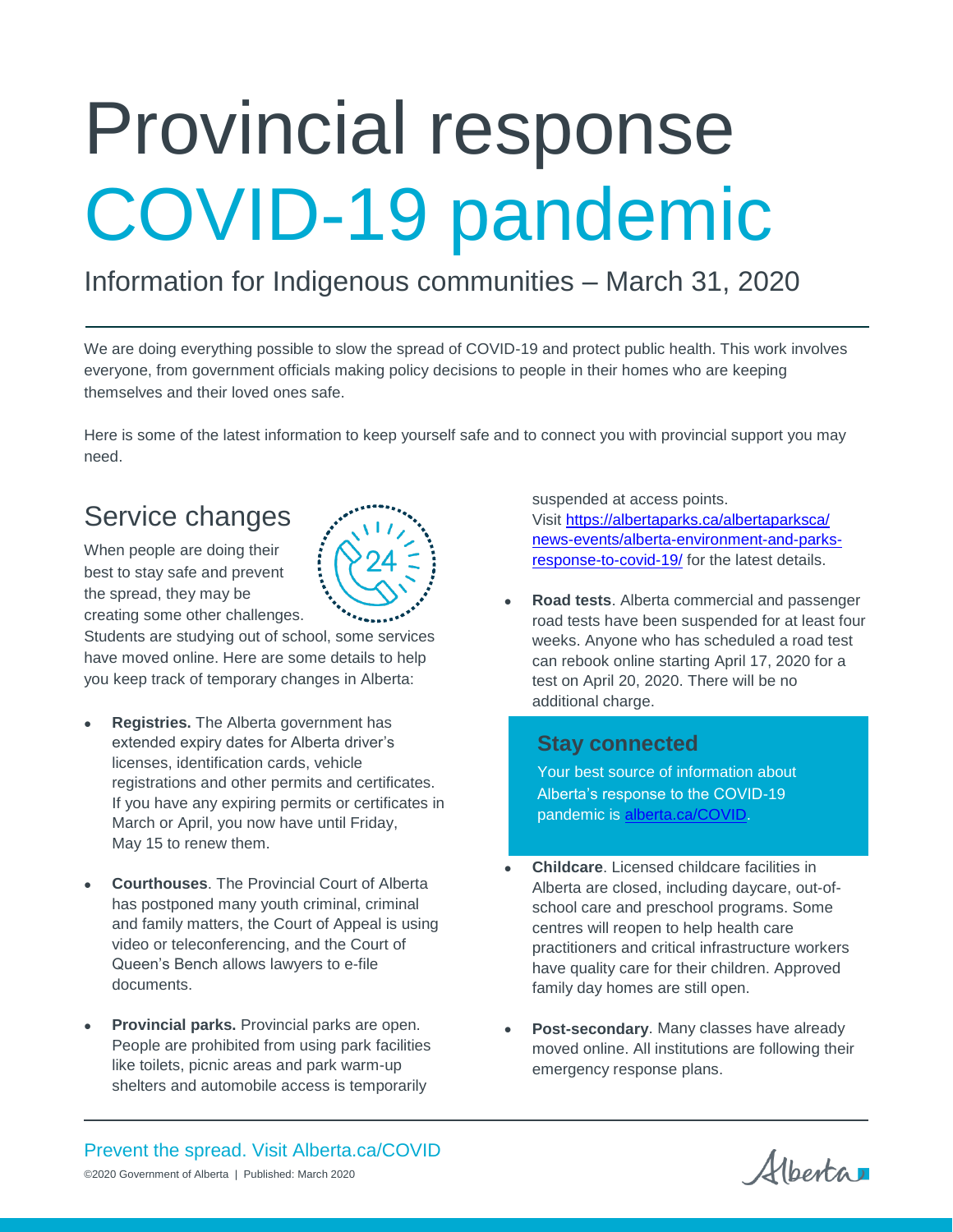# Provincial response COVID-19 pandemic

Information for Indigenous communities – March 31, 2020

We are doing everything possible to slow the spread of COVID-19 and protect public health. This work involves everyone, from government officials making policy decisions to people in their homes who are keeping themselves and their loved ones safe.

Here is some of the latest information to keep yourself safe and to connect you with provincial support you may need.

## Service changes

When people are doing their best to stay safe and prevent the spread, they may be creating some other challenges. Students are studying out of school, some services have moved online. Here are some details to help you keep track of temporary changes in Alberta:

- **Registries.** The Alberta government has extended expiry dates for Alberta driver's licenses, identification cards, vehicle registrations and other permits and certificates. If you have any expiring permits or certificates in March or April, you now have until Friday, May 15 to renew them.

- **Courthouses**. The Provincial Court of Alberta has postponed many youth criminal, criminal and family matters, the Court of Appeal is using video or teleconferencing, and the Court of Queen's Bench allows lawyers to e-file documents.

- **Provincial parks.** Provincial parks are open. People are prohibited from using park facilities like toilets, picnic areas and park warm-up shelters and automobile access is temporarily suspended at access points. Visit [https://albertaparks.ca/albertaparksca/news-events/alberta-environment-and-parks-response-to-covid-19/](https://albertaparks.ca/albertaparksca/news-events/alberta-environment-and-parks-response-to-covid-19/) for the latest details.

- **Road tests**. Alberta commercial and passenger road tests have been suspended for at least four weeks. Anyone who has scheduled a road test can rebook online starting April 17, 2020 for a test on April 20, 2020. There will be no additional charge.

### Stay connected

Your best source of information about Alberta's response to the COVID-19 pandemic is [alberta.ca/COVID](alberta.ca/COVID).

- **Childcare**. Licensed childcare facilities in Alberta are closed, including daycare, out-of-school care and preschool programs. Some centres will reopen to help health care practitioners and critical infrastructure workers have quality care for their children. Approved family day homes are still open.

- **Post-secondary**. Many classes have already moved online. All institutions are following their emergency response plans.

Prevent the spread. Visit Alberta.ca/COVID

©2020 Government of Alberta | Published: March 2020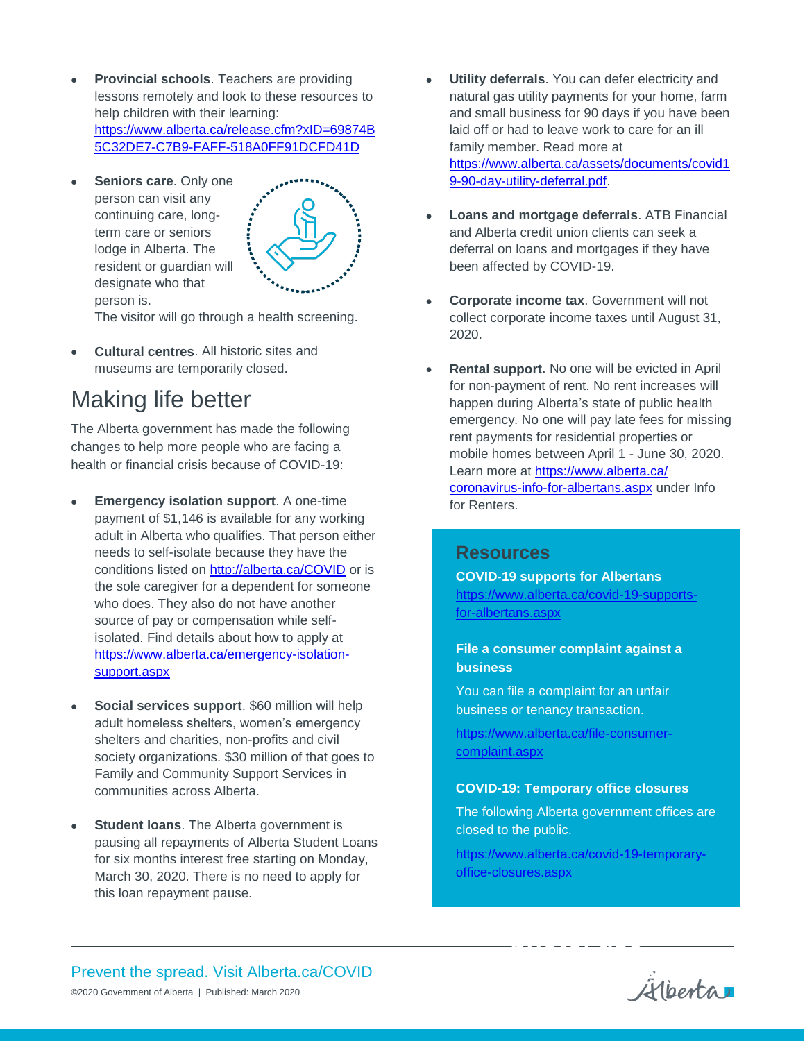- **Provincial schools**. Teachers are providing lessons remotely and look to these resources to help children with their learning: https://www.alberta.ca/release.cfm?xID=69874B5C32DE7-C7B9-FAFF-518A0FF91DCFD41D

- **Seniors care**. Only one person can visit any continuing care, long-term care or seniors lodge in Alberta. The resident or guardian will designate who that person is. The visitor will go through a health screening.

- **Cultural centres**. All historic sites and museums are temporarily closed.

## Making life better

The Alberta government has made the following changes to help more people who are facing a health or financial crisis because of COVID-19:

- **Emergency isolation support**. A one-time payment of $1,146 is available for any working adult in Alberta who qualifies. That person either needs to self-isolate because they have the conditions listed on http://alberta.ca/COVID or is the sole caregiver for a dependent for someone who does. They also do not have another source of pay or compensation while self-isolated. Find details about how to apply at https://www.alberta.ca/emergency-isolation-support.aspx

- **Social services support**. $60 million will help adult homeless shelters, women's emergency shelters and charities, non-profits and civil society organizations. $30 million of that goes to Family and Community Support Services in communities across Alberta.

- **Student loans**. The Alberta government is pausing all repayments of Alberta Student Loans for six months interest free starting on Monday, March 30, 2020. There is no need to apply for this loan repayment pause.

- **Utility deferrals**. You can defer electricity and natural gas utility payments for your home, farm and small business for 90 days if you have been laid off or had to leave work to care for an ill family member. Read more at https://www.alberta.ca/assets/documents/covid19-90-day-utility-deferral.pdf.

- **Loans and mortgage deferrals**. ATB Financial and Alberta credit union clients can seek a deferral on loans and mortgages if they have been affected by COVID-19.

- **Corporate income tax**. Government will not collect corporate income taxes until August 31, 2020.

- **Rental support**. No one will be evicted in April for non-payment of rent. No rent increases will happen during Alberta's state of public health emergency. No one will pay late fees for missing rent payments for residential properties or mobile homes between April 1 - June 30, 2020. Learn more at https://www.alberta.ca/coronavirus-info-for-albertans.aspx under Info for Renters.

### Resources

**COVID-19 supports for Albertans**

https://www.alberta.ca/covid-19-supports-for-albertans.aspx

**File a consumer complaint against a business**

You can file a complaint for an unfair business or tenancy transaction.

https://www.alberta.ca/file-consumer-complaint.aspx

**COVID-19: Temporary office closures**

The following Alberta government offices are closed to the public.

https://www.alberta.ca/covid-19-temporary-office-closures.aspx

Prevent the spread. Visit Alberta.ca/COVID

©2020 Government of Alberta | Published: March 2020